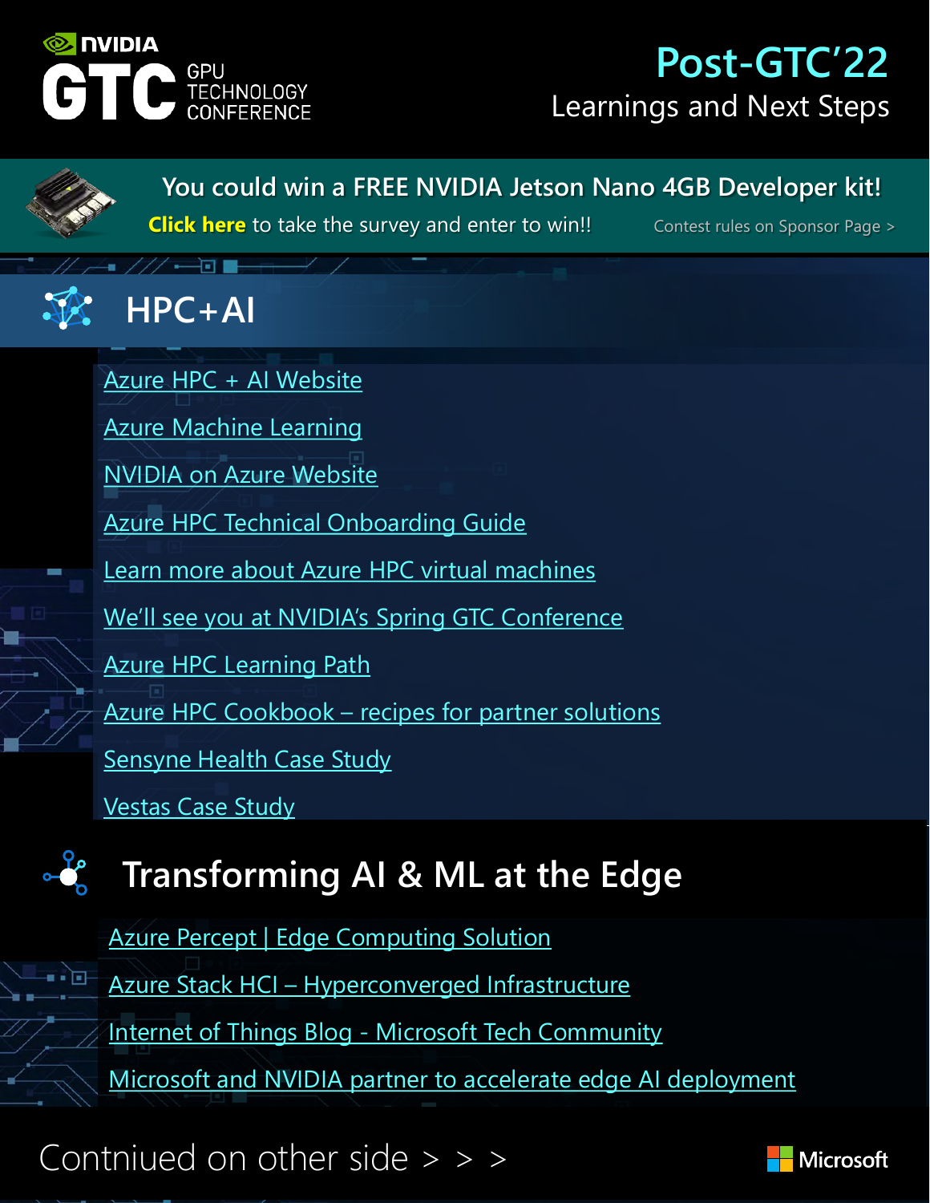NVIDIA GTC GPU TECHNOLOGY CONFERENCE

# Post-GTC'22

## Learnings and Next Steps

**You could win a FREE NVIDIA Jetson Nano 4GB Developer kit!**

**Click here** to take the survey and enter to win!!

Contest rules on Sponsor Page >

## HPC+AI

- Azure HPC + AI Website
- Azure Machine Learning
- NVIDIA on Azure Website
- Azure HPC Technical Onboarding Guide
- Learn more about Azure HPC virtual machines
- We'll see you at NVIDIA's Spring GTC Conference
- Azure HPC Learning Path
- Azure HPC Cookbook – recipes for partner solutions
- Sensyne Health Case Study
- Vestas Case Study

## Transforming AI & ML at the Edge

- Azure Percept | Edge Computing Solution
- Azure Stack HCI – Hyperconverged Infrastructure
- Internet of Things Blog - Microsoft Tech Community
- Microsoft and NVIDIA partner to accelerate edge AI deployment

Contniued on other side > > >

Microsoft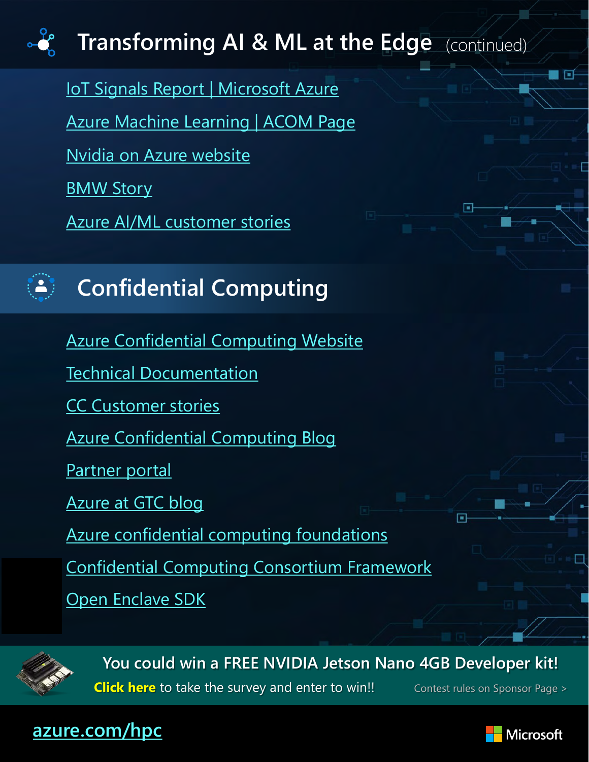## Transforming AI & ML at the Edge (continued)

- IoT Signals Report | Microsoft Azure
- Azure Machine Learning | ACOM Page
- Nvidia on Azure website
- BMW Story
- Azure AI/ML customer stories

## Confidential Computing

- Azure Confidential Computing Website
- Technical Documentation
- CC Customer stories
- Azure Confidential Computing Blog
- Partner portal
- Azure at GTC blog
- Azure confidential computing foundations
- Confidential Computing Consortium Framework
- Open Enclave SDK

**You could win a FREE NVIDIA Jetson Nano 4GB Developer kit!**

**Click here** to take the survey and enter to win!!

Contest rules on Sponsor Page >

azure.com/hpc

Microsoft